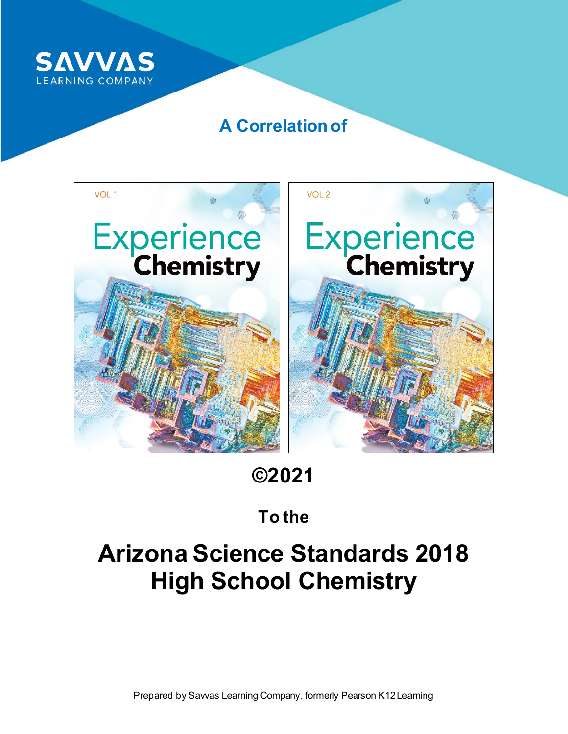SAVVAS
LEARNING COMPANY

## A Correlation of

VOL 1

Experience Chemistry

VOL 2

Experience Chemistry

**©2021**

**To the**

# Arizona Science Standards 2018 High School Chemistry

Prepared by Savvas Learning Company, formerly Pearson K12 Learning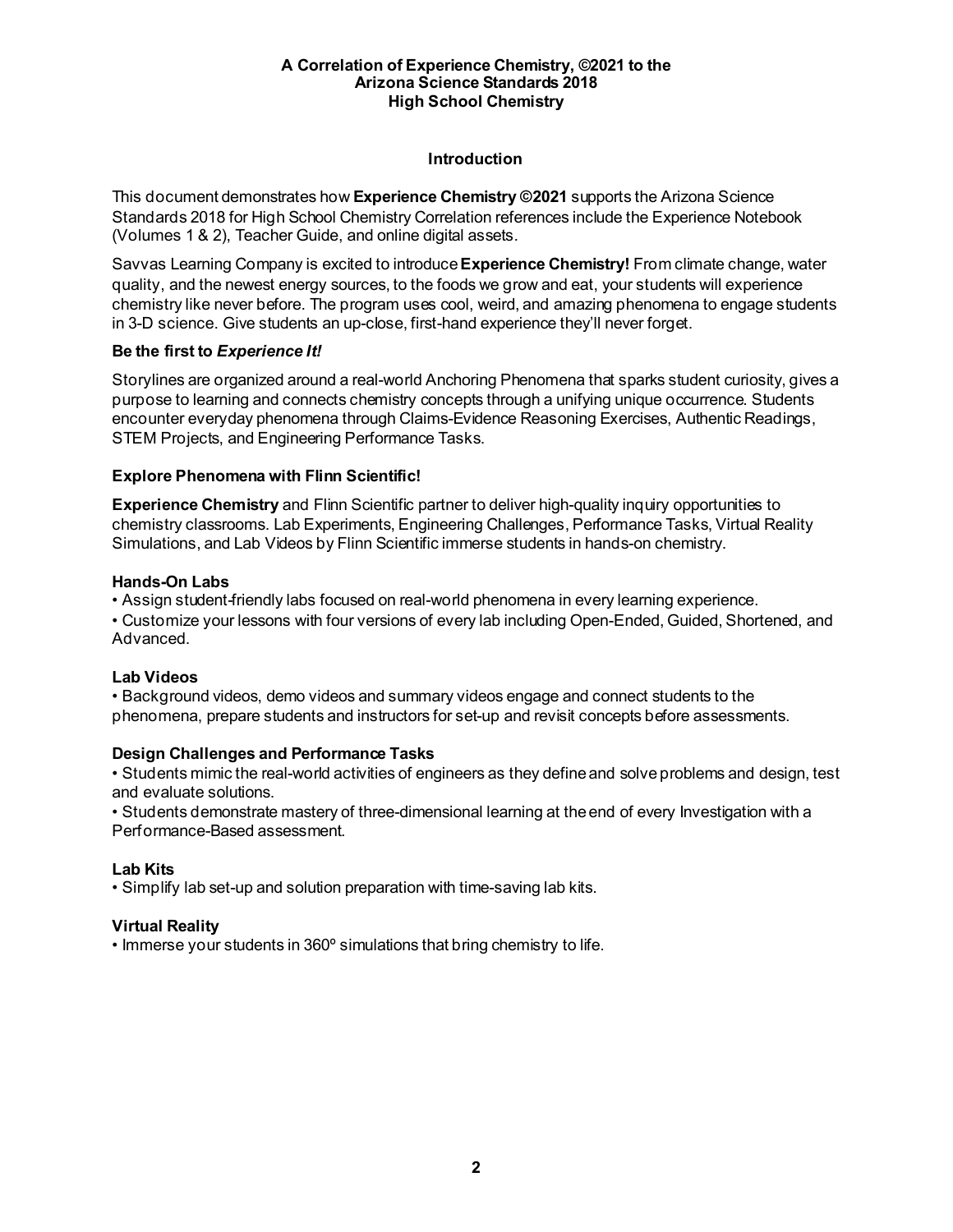**A Correlation of Experience Chemistry, ©2021 to the Arizona Science Standards 2018 High School Chemistry**

## Introduction

This document demonstrates how **Experience Chemistry ©2021** supports the Arizona Science Standards 2018 for High School Chemistry Correlation references include the Experience Notebook (Volumes 1 & 2), Teacher Guide, and online digital assets.

Savvas Learning Company is excited to introduce **Experience Chemistry!** From climate change, water quality, and the newest energy sources, to the foods we grow and eat, your students will experience chemistry like never before. The program uses cool, weird, and amazing phenomena to engage students in 3-D science. Give students an up-close, first-hand experience they'll never forget.

### Be the first to *Experience It!*

Storylines are organized around a real-world Anchoring Phenomena that sparks student curiosity, gives a purpose to learning and connects chemistry concepts through a unifying unique occurrence. Students encounter everyday phenomena through Claims-Evidence Reasoning Exercises, Authentic Readings, STEM Projects, and Engineering Performance Tasks.

### Explore Phenomena with Flinn Scientific!

**Experience Chemistry** and Flinn Scientific partner to deliver high-quality inquiry opportunities to chemistry classrooms. Lab Experiments, Engineering Challenges, Performance Tasks, Virtual Reality Simulations, and Lab Videos by Flinn Scientific immerse students in hands-on chemistry.

### Hands-On Labs

- Assign student-friendly labs focused on real-world phenomena in every learning experience.
- Customize your lessons with four versions of every lab including Open-Ended, Guided, Shortened, and Advanced.

### Lab Videos

- Background videos, demo videos and summary videos engage and connect students to the phenomena, prepare students and instructors for set-up and revisit concepts before assessments.

### Design Challenges and Performance Tasks

- Students mimic the real-world activities of engineers as they define and solve problems and design, test and evaluate solutions.
- Students demonstrate mastery of three-dimensional learning at the end of every Investigation with a Performance-Based assessment.

### Lab Kits

- Simplify lab set-up and solution preparation with time-saving lab kits.

### Virtual Reality

- Immerse your students in 360º simulations that bring chemistry to life.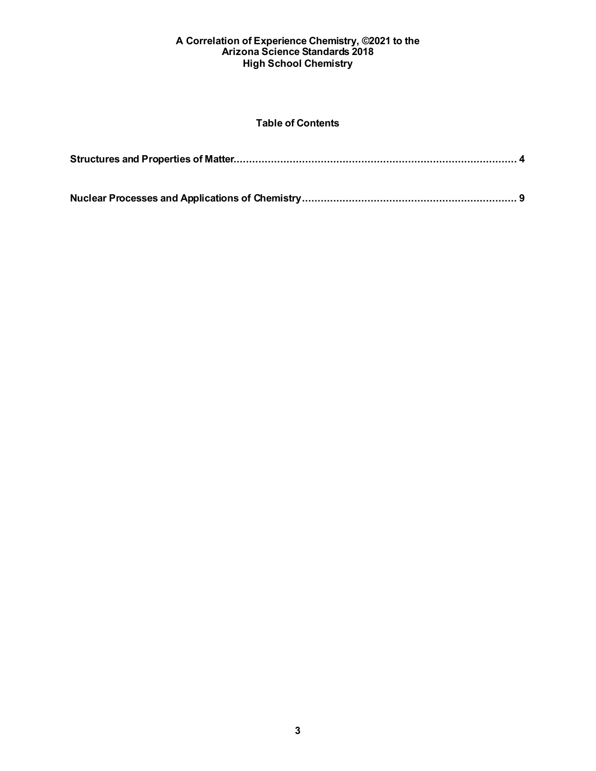**A Correlation of Experience Chemistry, ©2021 to the**
**Arizona Science Standards 2018**
**High School Chemistry**

## Table of Contents

**Structures and Properties of Matter........................................................................................ 4**

**Nuclear Processes and Applications of Chemistry.................................................................. 9**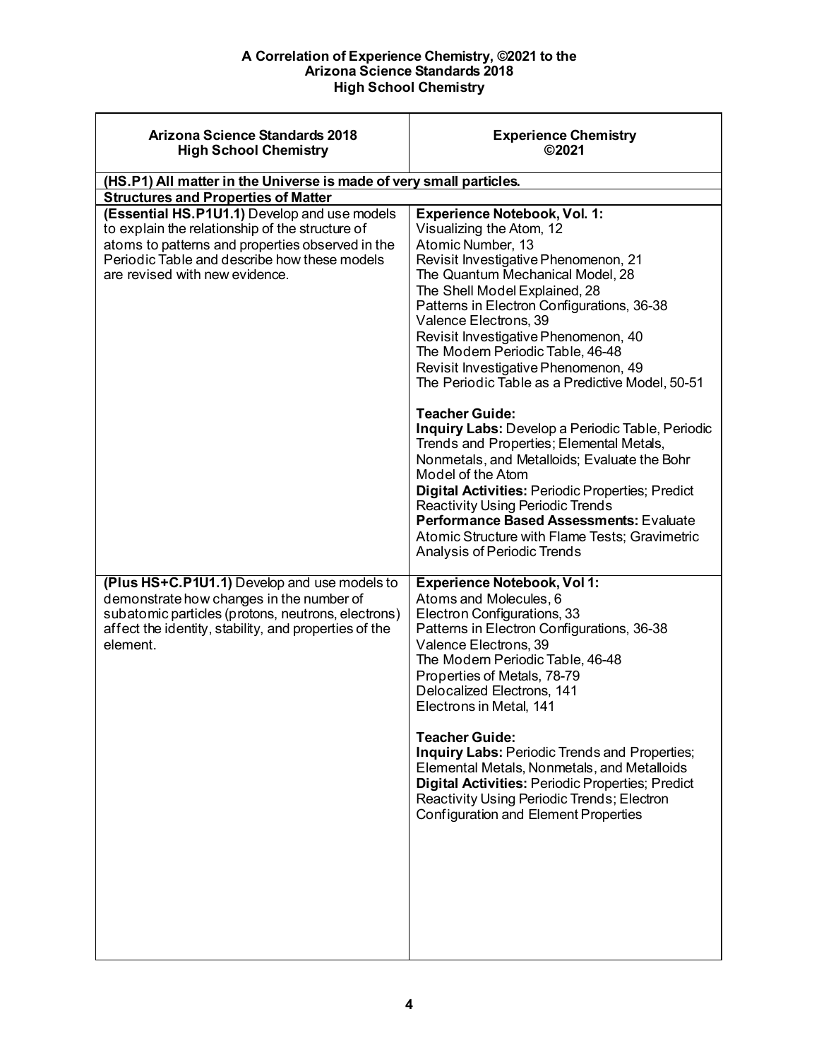# A Correlation of Experience Chemistry, ©2021 to the Arizona Science Standards 2018 High School Chemistry

| Arizona Science Standards 2018 High School Chemistry | Experience Chemistry ©2021 |
|---|---|
| **(HS.P1) All matter in the Universe is made of very small particles.** | |
| **Structures and Properties of Matter** | |
| **(Essential HS.P1U1.1)** Develop and use models to explain the relationship of the structure of atoms to patterns and properties observed in the Periodic Table and describe how these models are revised with new evidence. | **Experience Notebook, Vol. 1:**<br>Visualizing the Atom, 12<br>Atomic Number, 13<br>Revisit Investigative Phenomenon, 21<br>The Quantum Mechanical Model, 28<br>The Shell Model Explained, 28<br>Patterns in Electron Configurations, 36-38<br>Valence Electrons, 39<br>Revisit Investigative Phenomenon, 40<br>The Modern Periodic Table, 46-48<br>Revisit Investigative Phenomenon, 49<br>The Periodic Table as a Predictive Model, 50-51<br><br>**Teacher Guide:**<br>**Inquiry Labs:** Develop a Periodic Table, Periodic Trends and Properties; Elemental Metals, Nonmetals, and Metalloids; Evaluate the Bohr Model of the Atom<br>**Digital Activities:** Periodic Properties; Predict Reactivity Using Periodic Trends<br>**Performance Based Assessments:** Evaluate Atomic Structure with Flame Tests; Gravimetric Analysis of Periodic Trends |
| **(Plus HS+C.P1U1.1)** Develop and use models to demonstrate how changes in the number of subatomic particles (protons, neutrons, electrons) affect the identity, stability, and properties of the element. | **Experience Notebook, Vol 1:**<br>Atoms and Molecules, 6<br>Electron Configurations, 33<br>Patterns in Electron Configurations, 36-38<br>Valence Electrons, 39<br>The Modern Periodic Table, 46-48<br>Properties of Metals, 78-79<br>Delocalized Electrons, 141<br>Electrons in Metal, 141<br><br>**Teacher Guide:**<br>**Inquiry Labs:** Periodic Trends and Properties; Elemental Metals, Nonmetals, and Metalloids<br>**Digital Activities:** Periodic Properties; Predict Reactivity Using Periodic Trends; Electron Configuration and Element Properties |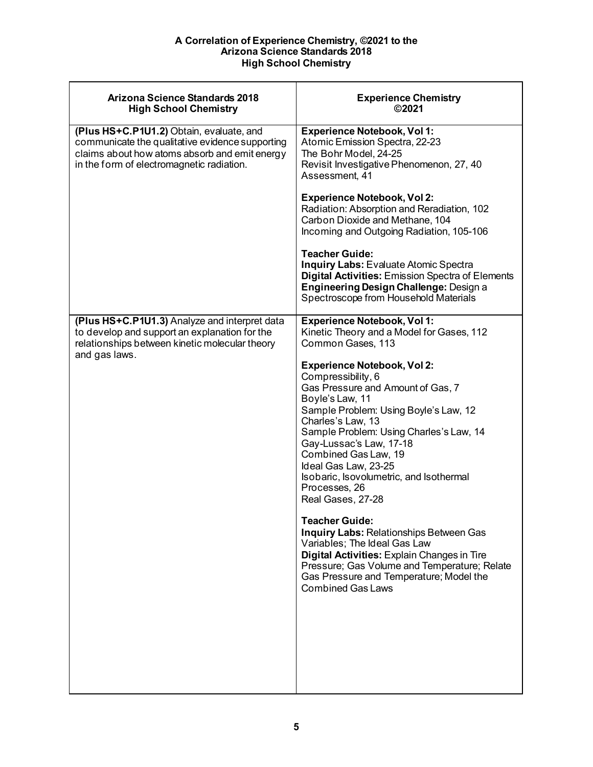**A Correlation of Experience Chemistry, ©2021 to the**
**Arizona Science Standards 2018**
**High School Chemistry**

| Arizona Science Standards 2018 High School Chemistry | Experience Chemistry ©2021 |
|---|---|
| **(Plus HS+C.P1U1.2)** Obtain, evaluate, and communicate the qualitative evidence supporting claims about how atoms absorb and emit energy in the form of electromagnetic radiation. | **Experience Notebook, Vol 1:**<br>Atomic Emission Spectra, 22-23<br>The Bohr Model, 24-25<br>Revisit Investigative Phenomenon, 27, 40<br>Assessment, 41<br><br>**Experience Notebook, Vol 2:**<br>Radiation: Absorption and Reradiation, 102<br>Carbon Dioxide and Methane, 104<br>Incoming and Outgoing Radiation, 105-106<br><br>**Teacher Guide:**<br>**Inquiry Labs:** Evaluate Atomic Spectra<br>**Digital Activities:** Emission Spectra of Elements<br>**Engineering Design Challenge:** Design a Spectroscope from Household Materials |
| **(Plus HS+C.P1U1.3)** Analyze and interpret data to develop and support an explanation for the relationships between kinetic molecular theory and gas laws. | **Experience Notebook, Vol 1:**<br>Kinetic Theory and a Model for Gases, 112<br>Common Gases, 113<br><br>**Experience Notebook, Vol 2:**<br>Compressibility, 6<br>Gas Pressure and Amount of Gas, 7<br>Boyle's Law, 11<br>Sample Problem: Using Boyle's Law, 12<br>Charles's Law, 13<br>Sample Problem: Using Charles's Law, 14<br>Gay-Lussac's Law, 17-18<br>Combined Gas Law, 19<br>Ideal Gas Law, 23-25<br>Isobaric, Isovolumetric, and Isothermal Processes, 26<br>Real Gases, 27-28<br><br>**Teacher Guide:**<br>**Inquiry Labs:** Relationships Between Gas Variables; The Ideal Gas Law<br>**Digital Activities:** Explain Changes in Tire Pressure; Gas Volume and Temperature; Relate Gas Pressure and Temperature; Model the Combined Gas Laws |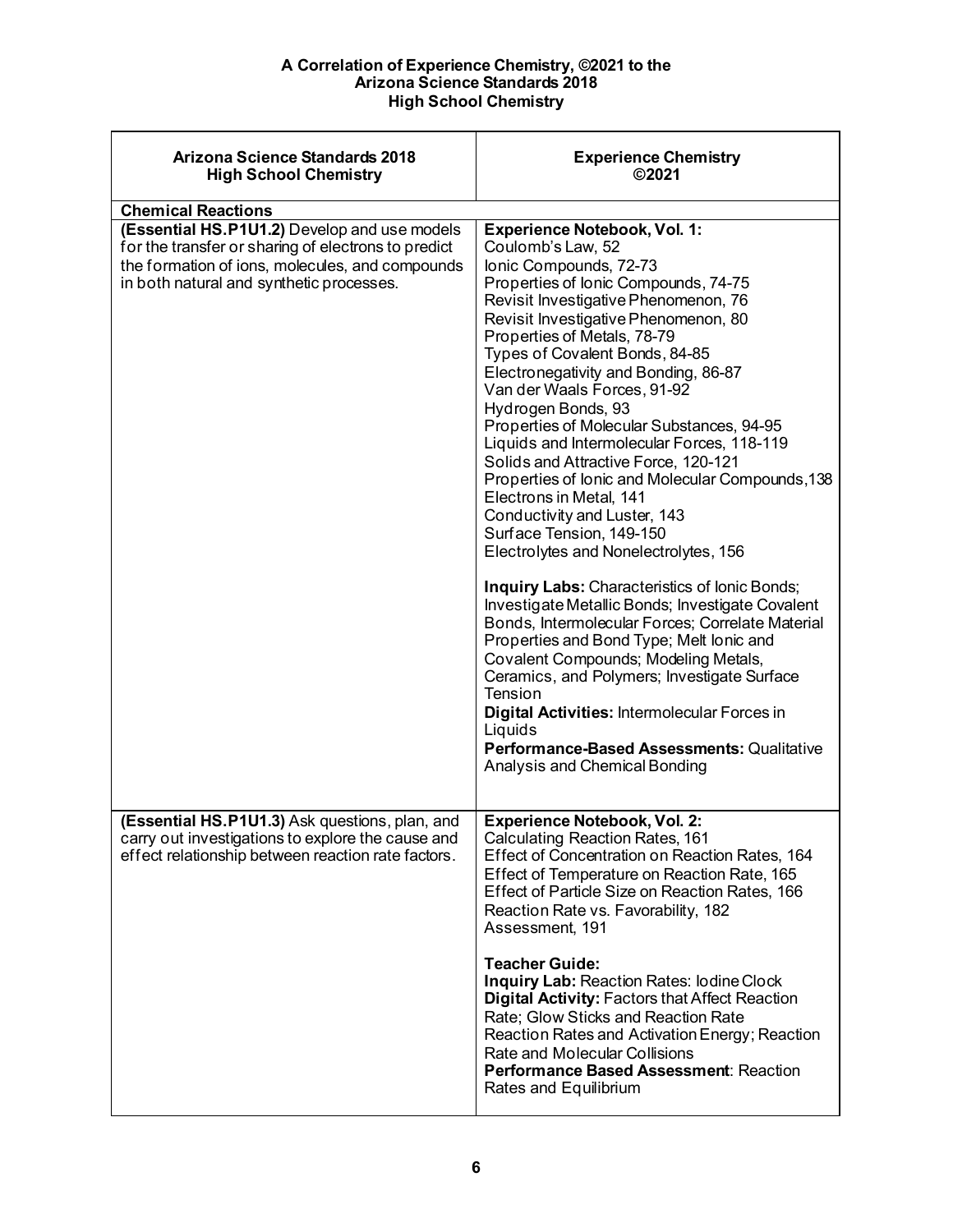**A Correlation of Experience Chemistry, ©2021 to the Arizona Science Standards 2018 High School Chemistry**

| Arizona Science Standards 2018 High School Chemistry | Experience Chemistry ©2021 |
|---|---|
| **Chemical Reactions** | |
| **(Essential HS.P1U1.2)** Develop and use models for the transfer or sharing of electrons to predict the formation of ions, molecules, and compounds in both natural and synthetic processes. | **Experience Notebook, Vol. 1:**<br>Coulomb's Law, 52<br>Ionic Compounds, 72-73<br>Properties of Ionic Compounds, 74-75<br>Revisit Investigative Phenomenon, 76<br>Revisit Investigative Phenomenon, 80<br>Properties of Metals, 78-79<br>Types of Covalent Bonds, 84-85<br>Electronegativity and Bonding, 86-87<br>Van der Waals Forces, 91-92<br>Hydrogen Bonds, 93<br>Properties of Molecular Substances, 94-95<br>Liquids and Intermolecular Forces, 118-119<br>Solids and Attractive Force, 120-121<br>Properties of Ionic and Molecular Compounds,138<br>Electrons in Metal, 141<br>Conductivity and Luster, 143<br>Surface Tension, 149-150<br>Electrolytes and Nonelectrolytes, 156<br><br>**Inquiry Labs:** Characteristics of Ionic Bonds; Investigate Metallic Bonds; Investigate Covalent Bonds, Intermolecular Forces; Correlate Material Properties and Bond Type; Melt Ionic and Covalent Compounds; Modeling Metals, Ceramics, and Polymers; Investigate Surface Tension<br>**Digital Activities:** Intermolecular Forces in Liquids<br>**Performance-Based Assessments:** Qualitative Analysis and Chemical Bonding |
| **(Essential HS.P1U1.3)** Ask questions, plan, and carry out investigations to explore the cause and effect relationship between reaction rate factors. | **Experience Notebook, Vol. 2:**<br>Calculating Reaction Rates, 161<br>Effect of Concentration on Reaction Rates, 164<br>Effect of Temperature on Reaction Rate, 165<br>Effect of Particle Size on Reaction Rates, 166<br>Reaction Rate vs. Favorability, 182<br>Assessment, 191<br><br>**Teacher Guide:**<br>**Inquiry Lab:** Reaction Rates: Iodine Clock<br>**Digital Activity:** Factors that Affect Reaction Rate; Glow Sticks and Reaction Rate<br>Reaction Rates and Activation Energy; Reaction Rate and Molecular Collisions<br>**Performance Based Assessment**: Reaction Rates and Equilibrium |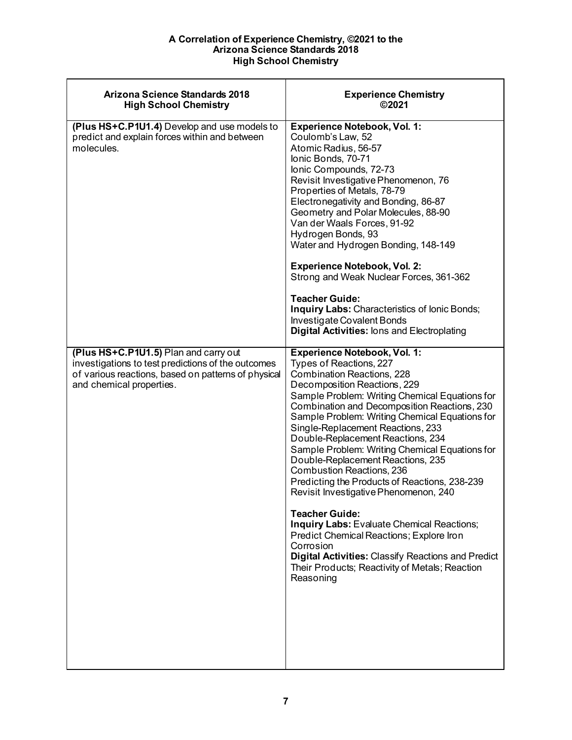**A Correlation of Experience Chemistry, ©2021 to the**
**Arizona Science Standards 2018**
**High School Chemistry**

| Arizona Science Standards 2018<br>High School Chemistry | Experience Chemistry<br>©2021 |
|---|---|
| **(Plus HS+C.P1U1.4)** Develop and use models to predict and explain forces within and between molecules. | **Experience Notebook, Vol. 1:**<br>Coulomb's Law, 52<br>Atomic Radius, 56-57<br>Ionic Bonds, 70-71<br>Ionic Compounds, 72-73<br>Revisit Investigative Phenomenon, 76<br>Properties of Metals, 78-79<br>Electronegativity and Bonding, 86-87<br>Geometry and Polar Molecules, 88-90<br>Van der Waals Forces, 91-92<br>Hydrogen Bonds, 93<br>Water and Hydrogen Bonding, 148-149<br><br>**Experience Notebook, Vol. 2:**<br>Strong and Weak Nuclear Forces, 361-362<br><br>**Teacher Guide:**<br>**Inquiry Labs:** Characteristics of Ionic Bonds; Investigate Covalent Bonds<br>**Digital Activities:** Ions and Electroplating |
| **(Plus HS+C.P1U1.5)** Plan and carry out investigations to test predictions of the outcomes of various reactions, based on patterns of physical and chemical properties. | **Experience Notebook, Vol. 1:**<br>Types of Reactions, 227<br>Combination Reactions, 228<br>Decomposition Reactions, 229<br>Sample Problem: Writing Chemical Equations for Combination and Decomposition Reactions, 230<br>Sample Problem: Writing Chemical Equations for Single-Replacement Reactions, 233<br>Double-Replacement Reactions, 234<br>Sample Problem: Writing Chemical Equations for Double-Replacement Reactions, 235<br>Combustion Reactions, 236<br>Predicting the Products of Reactions, 238-239<br>Revisit Investigative Phenomenon, 240<br><br>**Teacher Guide:**<br>**Inquiry Labs:** Evaluate Chemical Reactions; Predict Chemical Reactions; Explore Iron Corrosion<br>**Digital Activities:** Classify Reactions and Predict Their Products; Reactivity of Metals; Reaction Reasoning |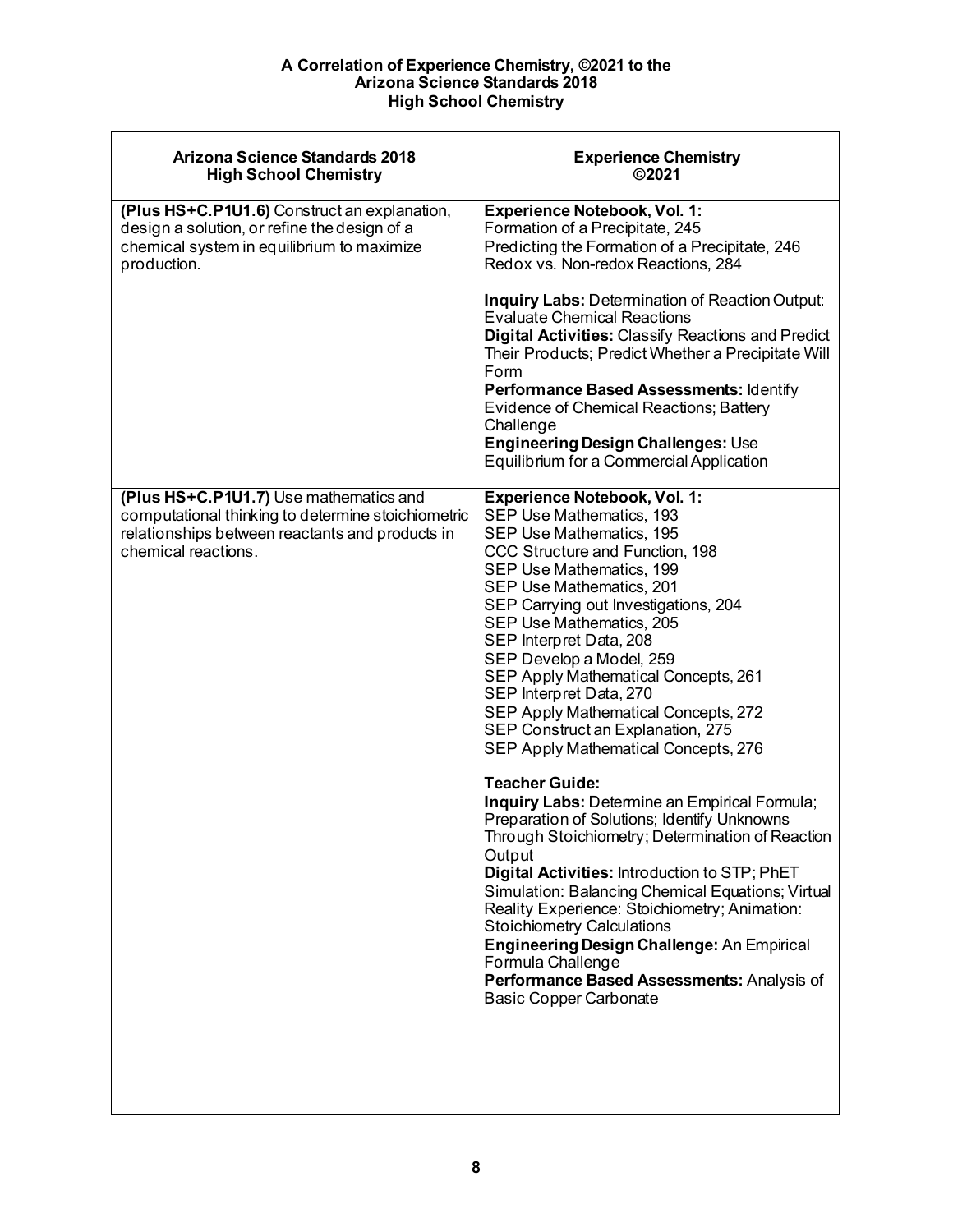**A Correlation of Experience Chemistry, ©2021 to the Arizona Science Standards 2018 High School Chemistry**

| Arizona Science Standards 2018 High School Chemistry | Experience Chemistry ©2021 |
|---|---|
| **(Plus HS+C.P1U1.6)** Construct an explanation, design a solution, or refine the design of a chemical system in equilibrium to maximize production. | **Experience Notebook, Vol. 1:**<br>Formation of a Precipitate, 245<br>Predicting the Formation of a Precipitate, 246<br>Redox vs. Non-redox Reactions, 284<br><br>**Inquiry Labs:** Determination of Reaction Output: Evaluate Chemical Reactions<br>**Digital Activities:** Classify Reactions and Predict Their Products; Predict Whether a Precipitate Will Form<br>**Performance Based Assessments:** Identify Evidence of Chemical Reactions; Battery Challenge<br>**Engineering Design Challenges:** Use Equilibrium for a Commercial Application |
| **(Plus HS+C.P1U1.7)** Use mathematics and computational thinking to determine stoichiometric relationships between reactants and products in chemical reactions. | **Experience Notebook, Vol. 1:**<br>SEP Use Mathematics, 193<br>SEP Use Mathematics, 195<br>CCC Structure and Function, 198<br>SEP Use Mathematics, 199<br>SEP Use Mathematics, 201<br>SEP Carrying out Investigations, 204<br>SEP Use Mathematics, 205<br>SEP Interpret Data, 208<br>SEP Develop a Model, 259<br>SEP Apply Mathematical Concepts, 261<br>SEP Interpret Data, 270<br>SEP Apply Mathematical Concepts, 272<br>SEP Construct an Explanation, 275<br>SEP Apply Mathematical Concepts, 276<br><br>**Teacher Guide:**<br>**Inquiry Labs:** Determine an Empirical Formula; Preparation of Solutions; Identify Unknowns Through Stoichiometry; Determination of Reaction Output<br>**Digital Activities:** Introduction to STP; PhET Simulation: Balancing Chemical Equations; Virtual Reality Experience: Stoichiometry; Animation: Stoichiometry Calculations<br>**Engineering Design Challenge:** An Empirical Formula Challenge<br>**Performance Based Assessments:** Analysis of Basic Copper Carbonate |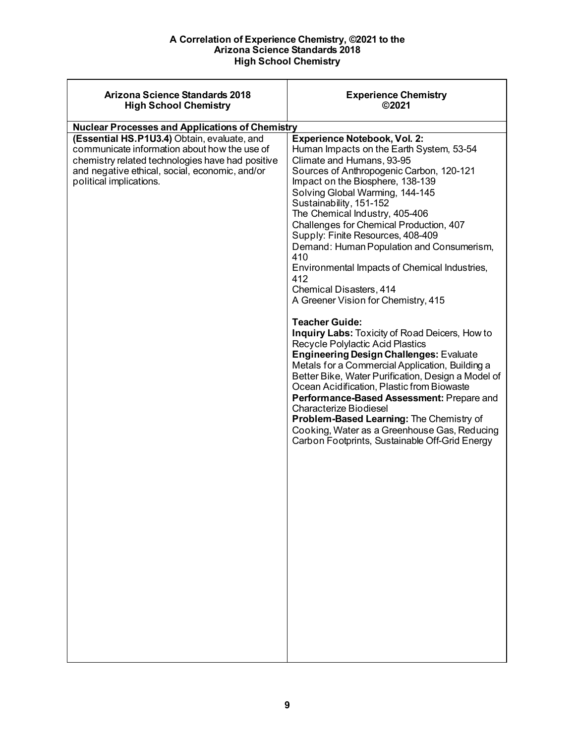**A Correlation of Experience Chemistry, ©2021 to the Arizona Science Standards 2018 High School Chemistry**

| Arizona Science Standards 2018 High School Chemistry | Experience Chemistry ©2021 |
|---|---|
| **Nuclear Processes and Applications of Chemistry** | |
| **(Essential HS.P1U3.4)** Obtain, evaluate, and communicate information about how the use of chemistry related technologies have had positive and negative ethical, social, economic, and/or political implications. | **Experience Notebook, Vol. 2:**<br>Human Impacts on the Earth System, 53-54<br>Climate and Humans, 93-95<br>Sources of Anthropogenic Carbon, 120-121<br>Impact on the Biosphere, 138-139<br>Solving Global Warming, 144-145<br>Sustainability, 151-152<br>The Chemical Industry, 405-406<br>Challenges for Chemical Production, 407<br>Supply: Finite Resources, 408-409<br>Demand: Human Population and Consumerism, 410<br>Environmental Impacts of Chemical Industries, 412<br>Chemical Disasters, 414<br>A Greener Vision for Chemistry, 415<br><br>**Teacher Guide:**<br>**Inquiry Labs:** Toxicity of Road Deicers, How to Recycle Polylactic Acid Plastics<br>**Engineering Design Challenges:** Evaluate Metals for a Commercial Application, Building a Better Bike, Water Purification, Design a Model of Ocean Acidification, Plastic from Biowaste<br>**Performance-Based Assessment:** Prepare and Characterize Biodiesel<br>**Problem-Based Learning:** The Chemistry of Cooking, Water as a Greenhouse Gas, Reducing Carbon Footprints, Sustainable Off-Grid Energy |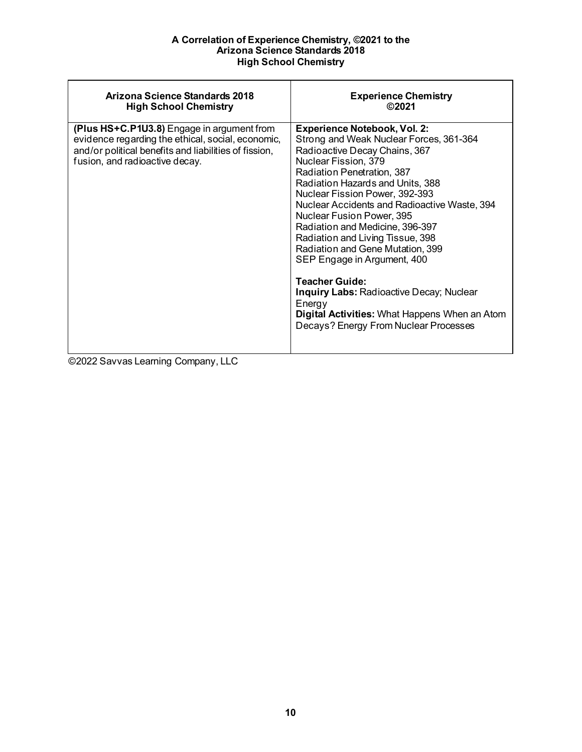**A Correlation of Experience Chemistry, ©2021 to the Arizona Science Standards 2018 High School Chemistry**

| Arizona Science Standards 2018 High School Chemistry | Experience Chemistry ©2021 |
|---|---|
| **(Plus HS+C.P1U3.8)** Engage in argument from evidence regarding the ethical, social, economic, and/or political benefits and liabilities of fission, fusion, and radioactive decay. | **Experience Notebook, Vol. 2:**<br>Strong and Weak Nuclear Forces, 361-364<br>Radioactive Decay Chains, 367<br>Nuclear Fission, 379<br>Radiation Penetration, 387<br>Radiation Hazards and Units, 388<br>Nuclear Fission Power, 392-393<br>Nuclear Accidents and Radioactive Waste, 394<br>Nuclear Fusion Power, 395<br>Radiation and Medicine, 396-397<br>Radiation and Living Tissue, 398<br>Radiation and Gene Mutation, 399<br>SEP Engage in Argument, 400<br><br>**Teacher Guide:**<br>**Inquiry Labs:** Radioactive Decay; Nuclear Energy<br>**Digital Activities:** What Happens When an Atom Decays? Energy From Nuclear Processes |

©2022 Savvas Learning Company, LLC